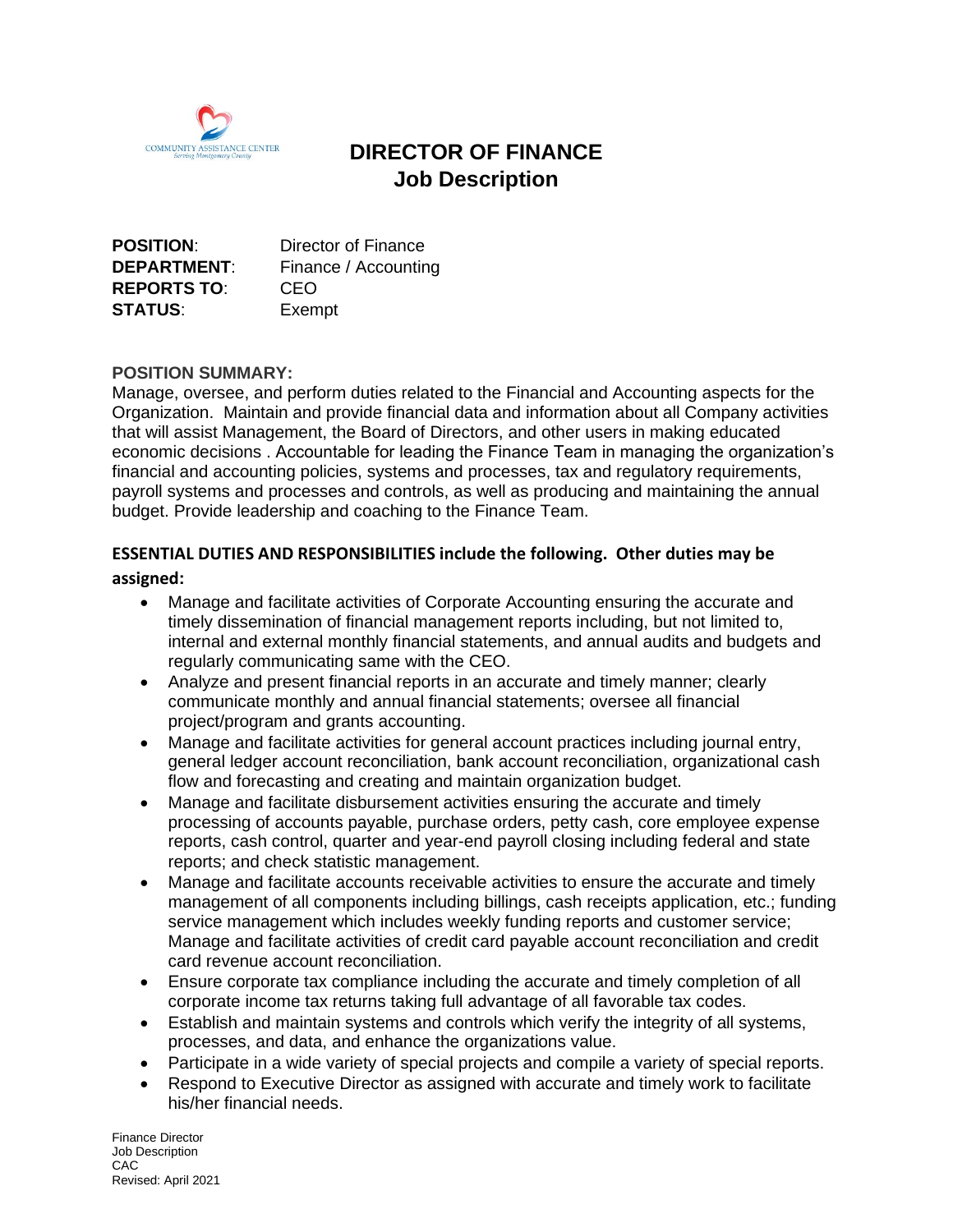COMMUNITY ASSISTANCE CENTER
*Serving Montgomery County*

# DIRECTOR OF FINANCE
## Job Description

**POSITION**: Director of Finance
**DEPARTMENT**: Finance / Accounting
**REPORTS TO**: CEO
**STATUS**: Exempt

**POSITION SUMMARY:**
Manage, oversee, and perform duties related to the Financial and Accounting aspects for the Organization. Maintain and provide financial data and information about all Company activities that will assist Management, the Board of Directors, and other users in making educated economic decisions . Accountable for leading the Finance Team in managing the organization's financial and accounting policies, systems and processes, tax and regulatory requirements, payroll systems and processes and controls, as well as producing and maintaining the annual budget. Provide leadership and coaching to the Finance Team.

**ESSENTIAL DUTIES AND RESPONSIBILITIES include the following. Other duties may be assigned:**

- Manage and facilitate activities of Corporate Accounting ensuring the accurate and timely dissemination of financial management reports including, but not limited to, internal and external monthly financial statements, and annual audits and budgets and regularly communicating same with the CEO.
- Analyze and present financial reports in an accurate and timely manner; clearly communicate monthly and annual financial statements; oversee all financial project/program and grants accounting.
- Manage and facilitate activities for general account practices including journal entry, general ledger account reconciliation, bank account reconciliation, organizational cash flow and forecasting and creating and maintain organization budget.
- Manage and facilitate disbursement activities ensuring the accurate and timely processing of accounts payable, purchase orders, petty cash, core employee expense reports, cash control, quarter and year-end payroll closing including federal and state reports; and check statistic management.
- Manage and facilitate accounts receivable activities to ensure the accurate and timely management of all components including billings, cash receipts application, etc.; funding service management which includes weekly funding reports and customer service; Manage and facilitate activities of credit card payable account reconciliation and credit card revenue account reconciliation.
- Ensure corporate tax compliance including the accurate and timely completion of all corporate income tax returns taking full advantage of all favorable tax codes.
- Establish and maintain systems and controls which verify the integrity of all systems, processes, and data, and enhance the organizations value.
- Participate in a wide variety of special projects and compile a variety of special reports.
- Respond to Executive Director as assigned with accurate and timely work to facilitate his/her financial needs.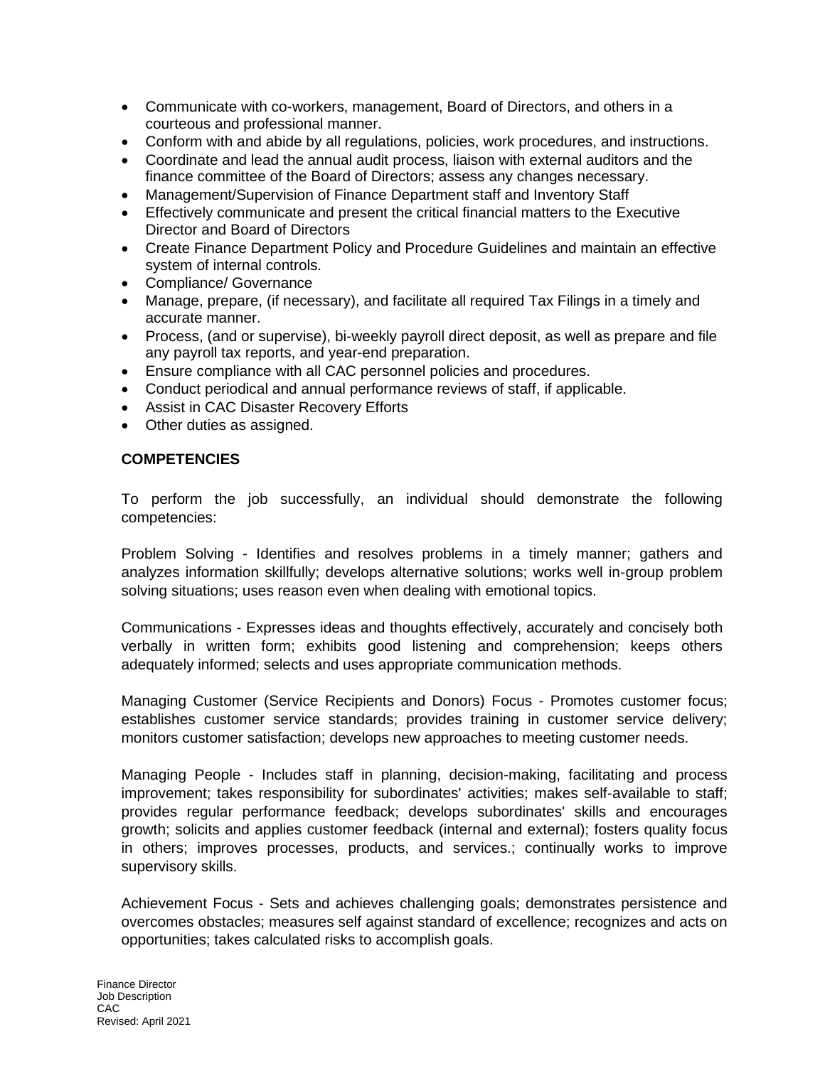- Communicate with co-workers, management, Board of Directors, and others in a courteous and professional manner.
- Conform with and abide by all regulations, policies, work procedures, and instructions.
- Coordinate and lead the annual audit process, liaison with external auditors and the finance committee of the Board of Directors; assess any changes necessary.
- Management/Supervision of Finance Department staff and Inventory Staff
- Effectively communicate and present the critical financial matters to the Executive Director and Board of Directors
- Create Finance Department Policy and Procedure Guidelines and maintain an effective system of internal controls.
- Compliance/ Governance
- Manage, prepare, (if necessary), and facilitate all required Tax Filings in a timely and accurate manner.
- Process, (and or supervise), bi-weekly payroll direct deposit, as well as prepare and file any payroll tax reports, and year-end preparation.
- Ensure compliance with all CAC personnel policies and procedures.
- Conduct periodical and annual performance reviews of staff, if applicable.
- Assist in CAC Disaster Recovery Efforts
- Other duties as assigned.

**COMPETENCIES**

To perform the job successfully, an individual should demonstrate the following competencies:

Problem Solving - Identifies and resolves problems in a timely manner; gathers and analyzes information skillfully; develops alternative solutions; works well in-group problem solving situations; uses reason even when dealing with emotional topics.

Communications - Expresses ideas and thoughts effectively, accurately and concisely both verbally in written form; exhibits good listening and comprehension; keeps others adequately informed; selects and uses appropriate communication methods.

Managing Customer (Service Recipients and Donors) Focus - Promotes customer focus; establishes customer service standards; provides training in customer service delivery; monitors customer satisfaction; develops new approaches to meeting customer needs.

Managing People - Includes staff in planning, decision-making, facilitating and process improvement; takes responsibility for subordinates' activities; makes self-available to staff; provides regular performance feedback; develops subordinates' skills and encourages growth; solicits and applies customer feedback (internal and external); fosters quality focus in others; improves processes, products, and services.; continually works to improve supervisory skills.

Achievement Focus - Sets and achieves challenging goals; demonstrates persistence and overcomes obstacles; measures self against standard of excellence; recognizes and acts on opportunities; takes calculated risks to accomplish goals.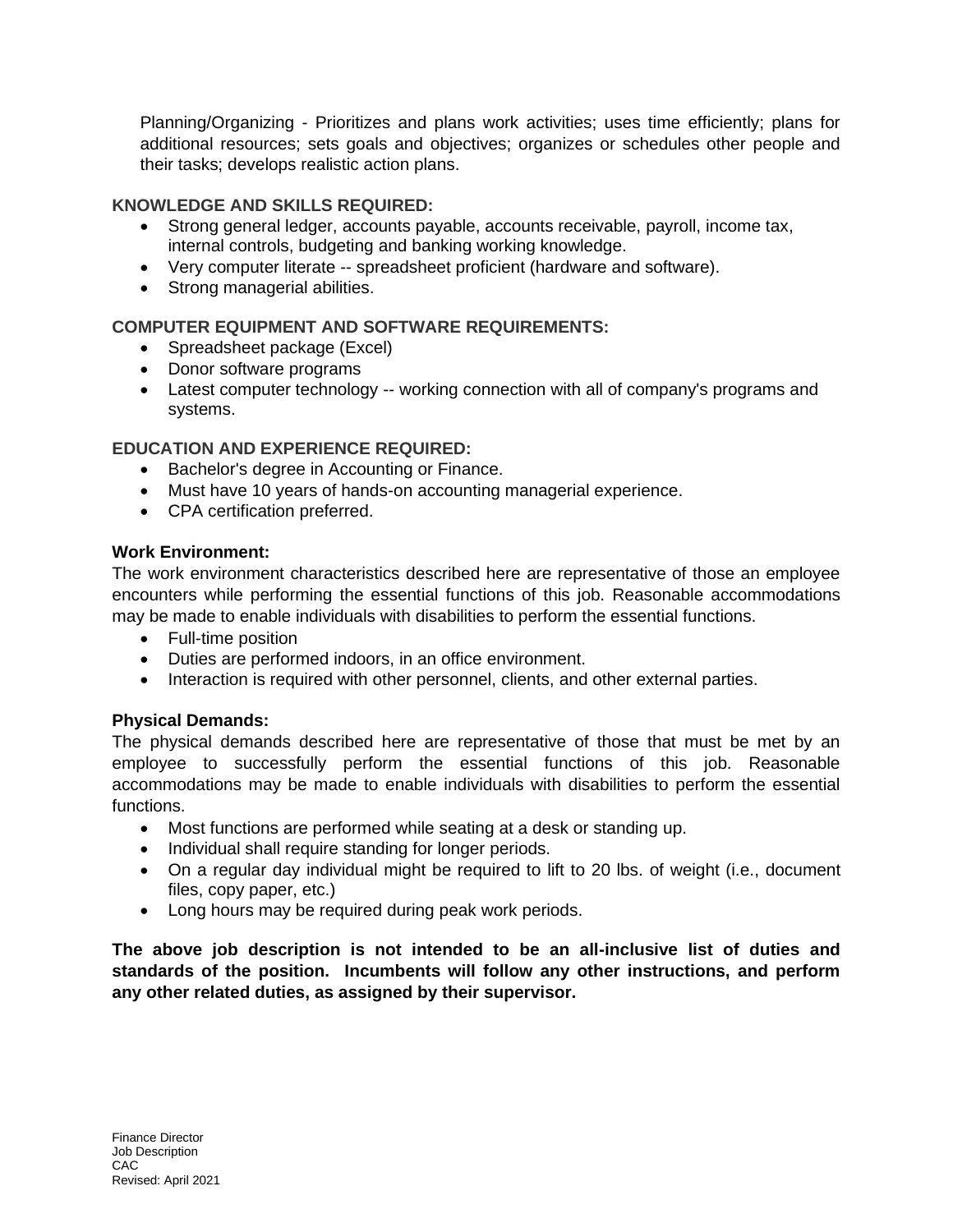Planning/Organizing - Prioritizes and plans work activities; uses time efficiently; plans for additional resources; sets goals and objectives; organizes or schedules other people and their tasks; develops realistic action plans.

**KNOWLEDGE AND SKILLS REQUIRED:**

- Strong general ledger, accounts payable, accounts receivable, payroll, income tax, internal controls, budgeting and banking working knowledge.
- Very computer literate -- spreadsheet proficient (hardware and software).
- Strong managerial abilities.

**COMPUTER EQUIPMENT AND SOFTWARE REQUIREMENTS:**

- Spreadsheet package (Excel)
- Donor software programs
- Latest computer technology -- working connection with all of company's programs and systems.

**EDUCATION AND EXPERIENCE REQUIRED:**

- Bachelor's degree in Accounting or Finance.
- Must have 10 years of hands-on accounting managerial experience.
- CPA certification preferred.

**Work Environment:**

The work environment characteristics described here are representative of those an employee encounters while performing the essential functions of this job. Reasonable accommodations may be made to enable individuals with disabilities to perform the essential functions.

- Full-time position
- Duties are performed indoors, in an office environment.
- Interaction is required with other personnel, clients, and other external parties.

**Physical Demands:**

The physical demands described here are representative of those that must be met by an employee to successfully perform the essential functions of this job. Reasonable accommodations may be made to enable individuals with disabilities to perform the essential functions.

- Most functions are performed while seating at a desk or standing up.
- Individual shall require standing for longer periods.
- On a regular day individual might be required to lift to 20 lbs. of weight (i.e., document files, copy paper, etc.)
- Long hours may be required during peak work periods.

**The above job description is not intended to be an all-inclusive list of duties and standards of the position. Incumbents will follow any other instructions, and perform any other related duties, as assigned by their supervisor.**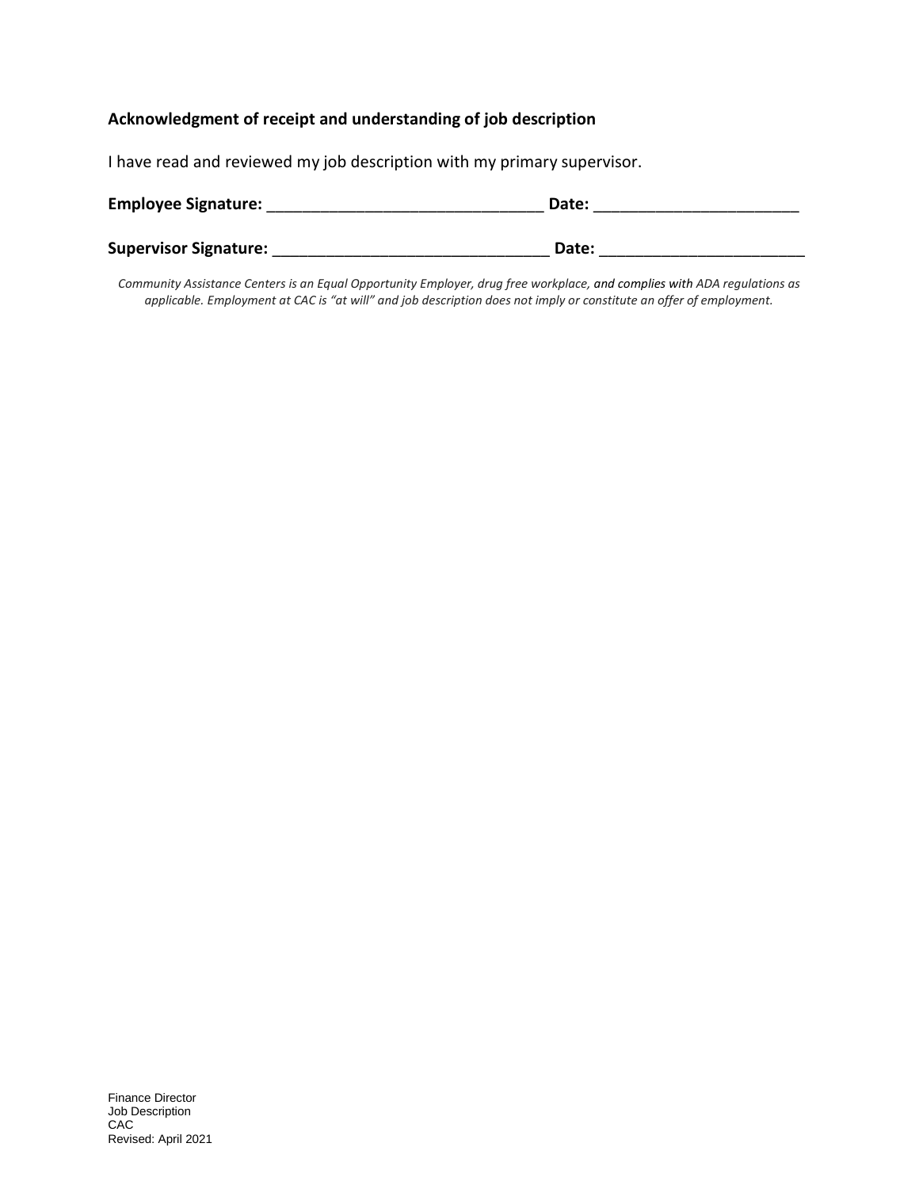**Acknowledgment of receipt and understanding of job description**

I have read and reviewed my job description with my primary supervisor.

**Employee Signature:** _______________________________ **Date:** _______________________

**Supervisor Signature:** _______________________________ **Date:** _______________________

*Community Assistance Centers is an Equal Opportunity Employer, drug free workplace, and complies with ADA regulations as applicable. Employment at CAC is "at will" and job description does not imply or constitute an offer of employment.*